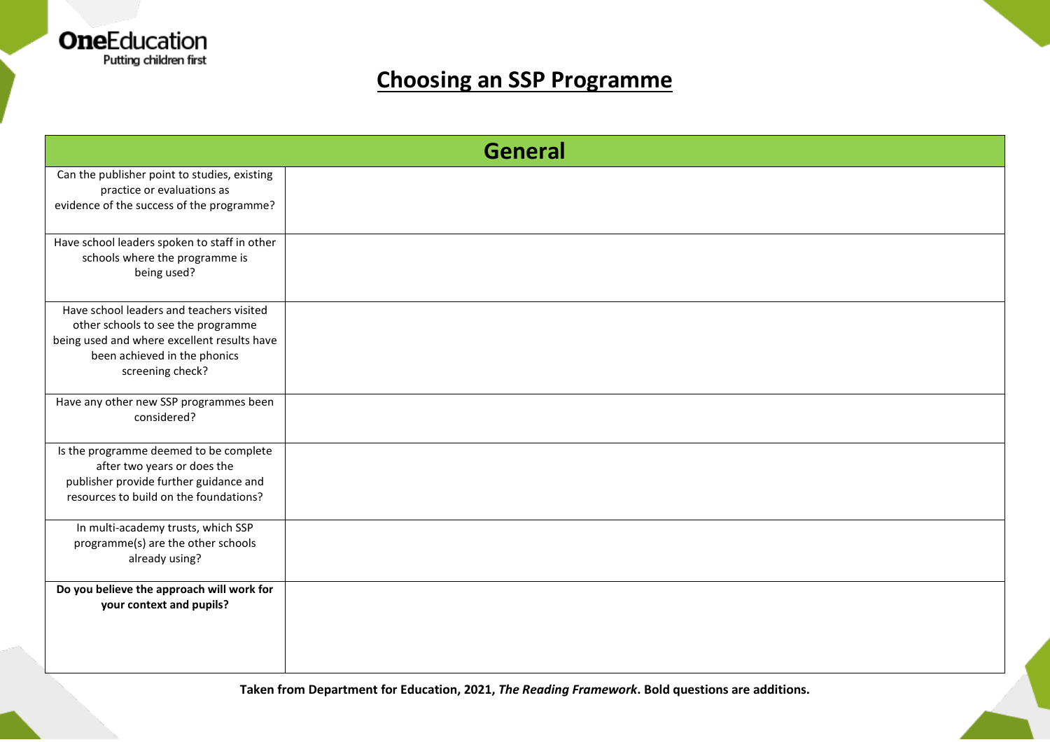**OneEducation**
Putting children first

# Choosing an SSP Programme

| General | |
|---|---|
| Can the publisher point to studies, existing practice or evaluations as evidence of the success of the programme? | |
| Have school leaders spoken to staff in other schools where the programme is being used? | |
| Have school leaders and teachers visited other schools to see the programme being used and where excellent results have been achieved in the phonics screening check? | |
| Have any other new SSP programmes been considered? | |
| Is the programme deemed to be complete after two years or does the publisher provide further guidance and resources to build on the foundations? | |
| In multi-academy trusts, which SSP programme(s) are the other schools already using? | |
| **Do you believe the approach will work for your context and pupils?** | |

**Taken from Department for Education, 2021, *The Reading Framework*. Bold questions are additions.**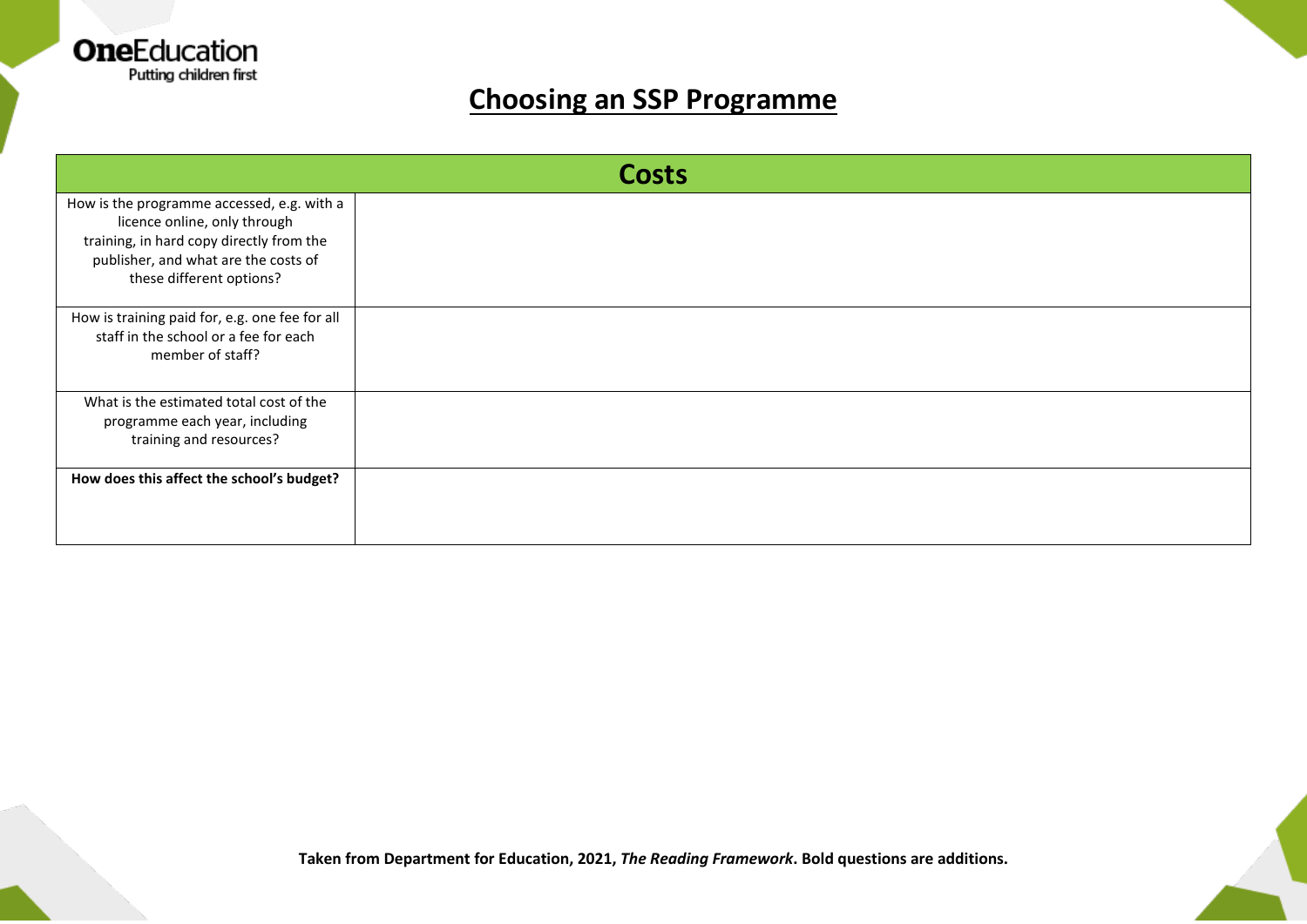# Choosing an SSP Programme

| Costs | |
|---|---|
| How is the programme accessed, e.g. with a licence online, only through training, in hard copy directly from the publisher, and what are the costs of these different options? | |
| How is training paid for, e.g. one fee for all staff in the school or a fee for each member of staff? | |
| What is the estimated total cost of the programme each year, including training and resources? | |
| **How does this affect the school's budget?** | |

**Taken from Department for Education, 2021, *The Reading Framework*. Bold questions are additions.**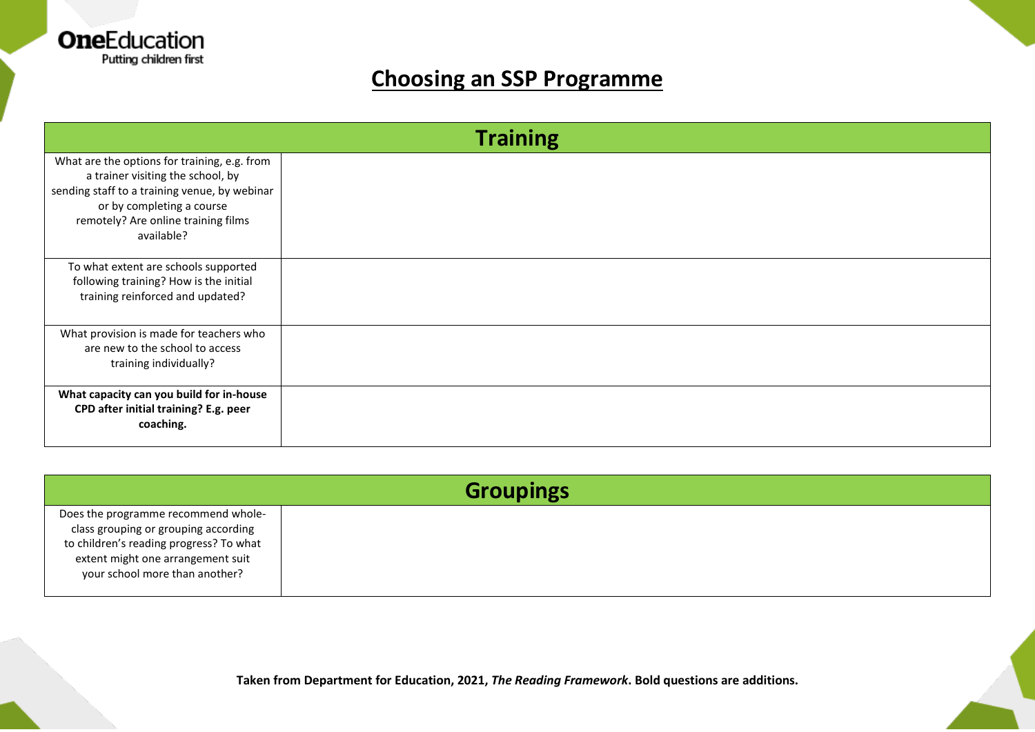# Choosing an SSP Programme

| Training | |
|---|---|
| What are the options for training, e.g. from a trainer visiting the school, by sending staff to a training venue, by webinar or by completing a course remotely? Are online training films available? | |
| To what extent are schools supported following training? How is the initial training reinforced and updated? | |
| What provision is made for teachers who are new to the school to access training individually? | |
| **What capacity can you build for in-house CPD after initial training? E.g. peer coaching.** | |

| Groupings | |
|---|---|
| Does the programme recommend whole-class grouping or grouping according to children's reading progress? To what extent might one arrangement suit your school more than another? | |

**Taken from Department for Education, 2021, *The Reading Framework*. Bold questions are additions.**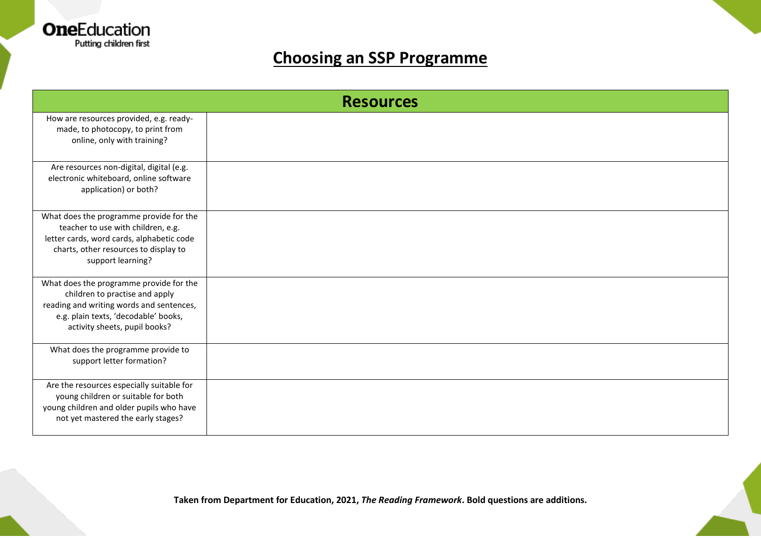# Choosing an SSP Programme

| Resources | |
|---|---|
| How are resources provided, e.g. ready-made, to photocopy, to print from online, only with training? | |
| Are resources non-digital, digital (e.g. electronic whiteboard, online software application) or both? | |
| What does the programme provide for the teacher to use with children, e.g. letter cards, word cards, alphabetic code charts, other resources to display to support learning? | |
| What does the programme provide for the children to practise and apply reading and writing words and sentences, e.g. plain texts, 'decodable' books, activity sheets, pupil books? | |
| What does the programme provide to support letter formation? | |
| Are the resources especially suitable for young children or suitable for both young children and older pupils who have not yet mastered the early stages? | |

**Taken from Department for Education, 2021, *The Reading Framework*. Bold questions are additions.**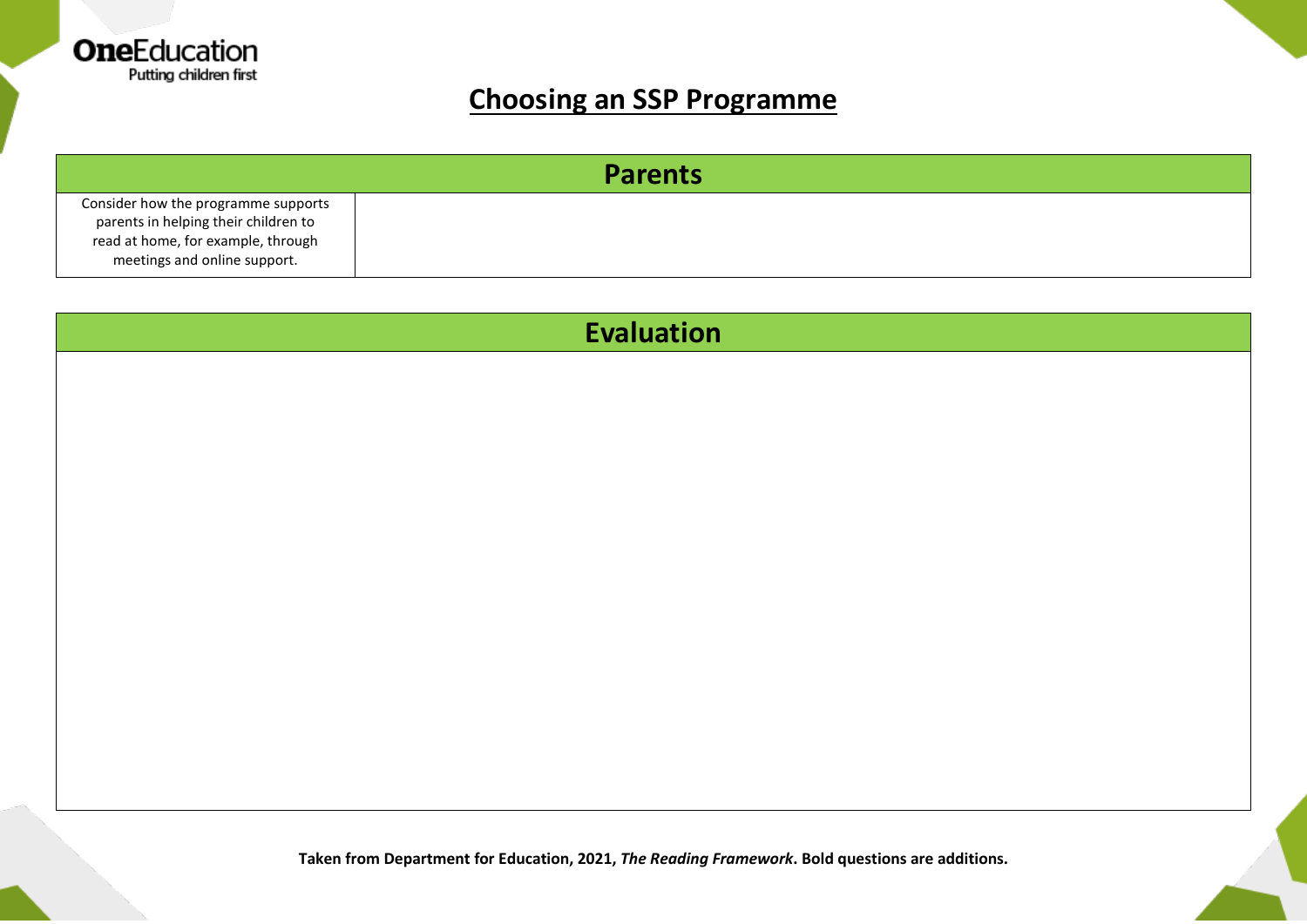## Choosing an SSP Programme

| Parents | |
|---|---|
| Consider how the programme supports parents in helping their children to read at home, for example, through meetings and online support. | |

| Evaluation |
|---|
| |

**Taken from Department for Education, 2021, *The Reading Framework*. Bold questions are additions.**